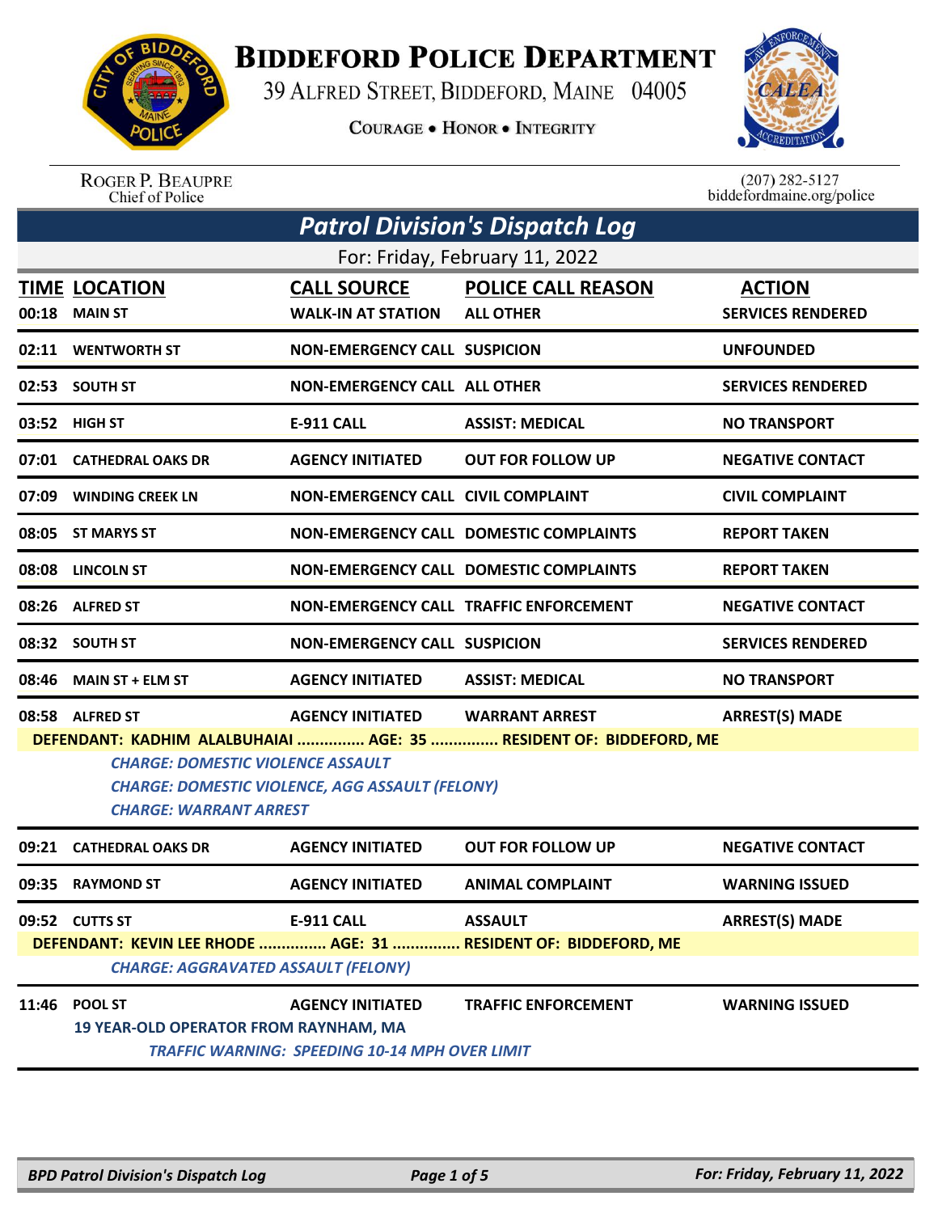# BIDDEFORD POLICE DEPARTMENT

39 ALFRED STREET, BIDDEFORD, MAINE 04005

COURAGE • HONOR • INTEGRITY

ROGER P. BEAUPRE
Chief of Police

(207) 282-5127
biddefordmaine.org/police

## *Patrol Division's Dispatch Log*

For: Friday, February 11, 2022

| TIME | LOCATION | CALL SOURCE | POLICE CALL REASON | ACTION |
|---|---|---|---|---|
| 00:18 | MAIN ST | WALK-IN AT STATION | ALL OTHER | SERVICES RENDERED |
| 02:11 | WENTWORTH ST | NON-EMERGENCY CALL | SUSPICION | UNFOUNDED |
| 02:53 | SOUTH ST | NON-EMERGENCY CALL | ALL OTHER | SERVICES RENDERED |
| 03:52 | HIGH ST | E-911 CALL | ASSIST: MEDICAL | NO TRANSPORT |
| 07:01 | CATHEDRAL OAKS DR | AGENCY INITIATED | OUT FOR FOLLOW UP | NEGATIVE CONTACT |
| 07:09 | WINDING CREEK LN | NON-EMERGENCY CALL | CIVIL COMPLAINT | CIVIL COMPLAINT |
| 08:05 | ST MARYS ST | NON-EMERGENCY CALL | DOMESTIC COMPLAINTS | REPORT TAKEN |
| 08:08 | LINCOLN ST | NON-EMERGENCY CALL | DOMESTIC COMPLAINTS | REPORT TAKEN |
| 08:26 | ALFRED ST | NON-EMERGENCY CALL | TRAFFIC ENFORCEMENT | NEGATIVE CONTACT |
| 08:32 | SOUTH ST | NON-EMERGENCY CALL | SUSPICION | SERVICES RENDERED |
| 08:46 | MAIN ST + ELM ST | AGENCY INITIATED | ASSIST: MEDICAL | NO TRANSPORT |
| 08:58 | ALFRED ST | AGENCY INITIATED | WARRANT ARREST | ARREST(S) MADE |

**DEFENDANT: KADHIM ALALBUHAIAI ............... AGE: 35 ............... RESIDENT OF: BIDDEFORD, ME**

*CHARGE: DOMESTIC VIOLENCE ASSAULT*
*CHARGE: DOMESTIC VIOLENCE, AGG ASSAULT (FELONY)*
*CHARGE: WARRANT ARREST*

| TIME | LOCATION | CALL SOURCE | POLICE CALL REASON | ACTION |
|---|---|---|---|---|
| 09:21 | CATHEDRAL OAKS DR | AGENCY INITIATED | OUT FOR FOLLOW UP | NEGATIVE CONTACT |
| 09:35 | RAYMOND ST | AGENCY INITIATED | ANIMAL COMPLAINT | WARNING ISSUED |
| 09:52 | CUTTS ST | E-911 CALL | ASSAULT | ARREST(S) MADE |

**DEFENDANT: KEVIN LEE RHODE ............... AGE: 31 ............... RESIDENT OF: BIDDEFORD, ME**

*CHARGE: AGGRAVATED ASSAULT (FELONY)*

| TIME | LOCATION | CALL SOURCE | POLICE CALL REASON | ACTION |
|---|---|---|---|---|
| 11:46 | POOL ST | AGENCY INITIATED | TRAFFIC ENFORCEMENT | WARNING ISSUED |

**19 YEAR-OLD OPERATOR FROM RAYNHAM, MA**

*TRAFFIC WARNING: SPEEDING 10-14 MPH OVER LIMIT*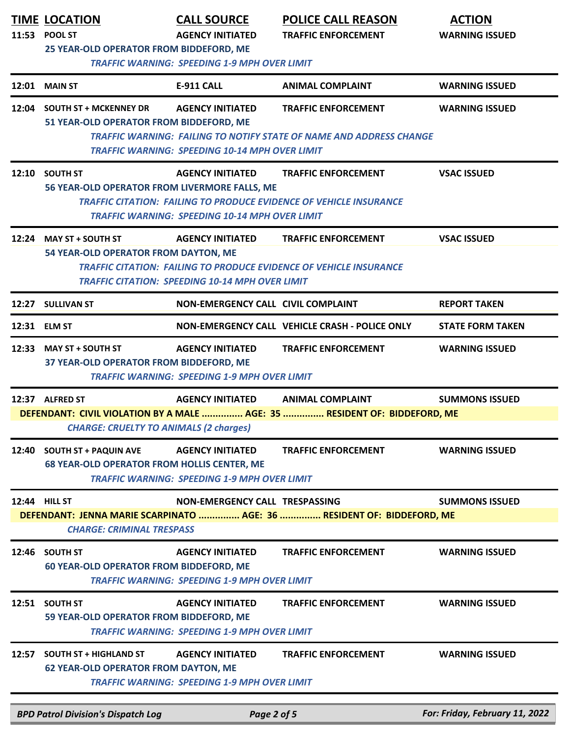| TIME | LOCATION | CALL SOURCE | POLICE CALL REASON | ACTION |
|---|---|---|---|---|
| 11:53 | POOL ST | AGENCY INITIATED | TRAFFIC ENFORCEMENT | WARNING ISSUED |

25 YEAR-OLD OPERATOR FROM BIDDEFORD, ME
*TRAFFIC WARNING: SPEEDING 1-9 MPH OVER LIMIT*

| | | | | |
|---|---|---|---|---|
| 12:01 | MAIN ST | E-911 CALL | ANIMAL COMPLAINT | WARNING ISSUED |
| 12:04 | SOUTH ST + MCKENNEY DR | AGENCY INITIATED | TRAFFIC ENFORCEMENT | WARNING ISSUED |

51 YEAR-OLD OPERATOR FROM BIDDEFORD, ME
*TRAFFIC WARNING: FAILING TO NOTIFY STATE OF NAME AND ADDRESS CHANGE*
*TRAFFIC WARNING: SPEEDING 10-14 MPH OVER LIMIT*

| | | | | |
|---|---|---|---|---|
| 12:10 | SOUTH ST | AGENCY INITIATED | TRAFFIC ENFORCEMENT | VSAC ISSUED |

56 YEAR-OLD OPERATOR FROM LIVERMORE FALLS, ME
*TRAFFIC CITATION: FAILING TO PRODUCE EVIDENCE OF VEHICLE INSURANCE*
*TRAFFIC WARNING: SPEEDING 10-14 MPH OVER LIMIT*

| | | | | |
|---|---|---|---|---|
| 12:24 | MAY ST + SOUTH ST | AGENCY INITIATED | TRAFFIC ENFORCEMENT | VSAC ISSUED |

54 YEAR-OLD OPERATOR FROM DAYTON, ME
*TRAFFIC CITATION: FAILING TO PRODUCE EVIDENCE OF VEHICLE INSURANCE*
*TRAFFIC CITATION: SPEEDING 10-14 MPH OVER LIMIT*

| | | | | |
|---|---|---|---|---|
| 12:27 | SULLIVAN ST | NON-EMERGENCY CALL | CIVIL COMPLAINT | REPORT TAKEN |
| 12:31 | ELM ST | NON-EMERGENCY CALL | VEHICLE CRASH - POLICE ONLY | STATE FORM TAKEN |
| 12:33 | MAY ST + SOUTH ST | AGENCY INITIATED | TRAFFIC ENFORCEMENT | WARNING ISSUED |

37 YEAR-OLD OPERATOR FROM BIDDEFORD, ME
*TRAFFIC WARNING: SPEEDING 1-9 MPH OVER LIMIT*

| | | | | |
|---|---|---|---|---|
| 12:37 | ALFRED ST | AGENCY INITIATED | ANIMAL COMPLAINT | SUMMONS ISSUED |

DEFENDANT: CIVIL VIOLATION BY A MALE ............... AGE: 35 ............... RESIDENT OF: BIDDEFORD, ME
*CHARGE: CRUELTY TO ANIMALS (2 charges)*

| | | | | |
|---|---|---|---|---|
| 12:40 | SOUTH ST + PAQUIN AVE | AGENCY INITIATED | TRAFFIC ENFORCEMENT | WARNING ISSUED |

68 YEAR-OLD OPERATOR FROM HOLLIS CENTER, ME
*TRAFFIC WARNING: SPEEDING 1-9 MPH OVER LIMIT*

| | | | | |
|---|---|---|---|---|
| 12:44 | HILL ST | NON-EMERGENCY CALL | TRESPASSING | SUMMONS ISSUED |

DEFENDANT: JENNA MARIE SCARPINATO ............... AGE: 36 ............... RESIDENT OF: BIDDEFORD, ME
*CHARGE: CRIMINAL TRESPASS*

| | | | | |
|---|---|---|---|---|
| 12:46 | SOUTH ST | AGENCY INITIATED | TRAFFIC ENFORCEMENT | WARNING ISSUED |

60 YEAR-OLD OPERATOR FROM BIDDEFORD, ME
*TRAFFIC WARNING: SPEEDING 1-9 MPH OVER LIMIT*

| | | | | |
|---|---|---|---|---|
| 12:51 | SOUTH ST | AGENCY INITIATED | TRAFFIC ENFORCEMENT | WARNING ISSUED |

59 YEAR-OLD OPERATOR FROM BIDDEFORD, ME
*TRAFFIC WARNING: SPEEDING 1-9 MPH OVER LIMIT*

| | | | | |
|---|---|---|---|---|
| 12:57 | SOUTH ST + HIGHLAND ST | AGENCY INITIATED | TRAFFIC ENFORCEMENT | WARNING ISSUED |

62 YEAR-OLD OPERATOR FROM DAYTON, ME
*TRAFFIC WARNING: SPEEDING 1-9 MPH OVER LIMIT*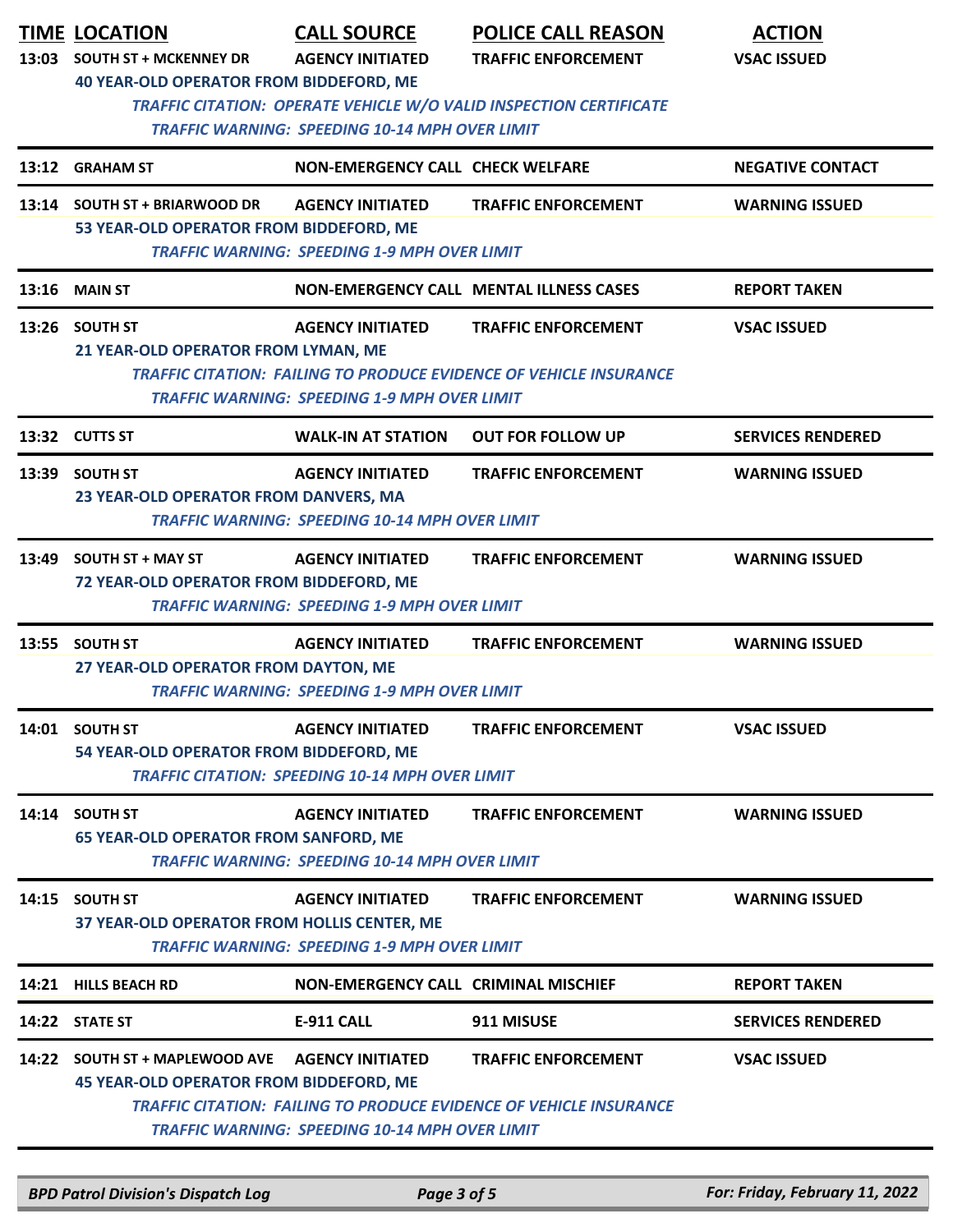| TIME | LOCATION | CALL SOURCE | POLICE CALL REASON | ACTION |
|---|---|---|---|---|
| 13:03 | SOUTH ST + MCKENNEY DR | AGENCY INITIATED | TRAFFIC ENFORCEMENT | VSAC ISSUED |
| | 40 YEAR-OLD OPERATOR FROM BIDDEFORD, ME | | | |
| | *TRAFFIC CITATION: OPERATE VEHICLE W/O VALID INSPECTION CERTIFICATE* | | | |
| | *TRAFFIC WARNING: SPEEDING 10-14 MPH OVER LIMIT* | | | |
| 13:12 | GRAHAM ST | NON-EMERGENCY CALL | CHECK WELFARE | NEGATIVE CONTACT |
| 13:14 | SOUTH ST + BRIARWOOD DR | AGENCY INITIATED | TRAFFIC ENFORCEMENT | WARNING ISSUED |
| | 53 YEAR-OLD OPERATOR FROM BIDDEFORD, ME | | | |
| | *TRAFFIC WARNING: SPEEDING 1-9 MPH OVER LIMIT* | | | |
| 13:16 | MAIN ST | NON-EMERGENCY CALL | MENTAL ILLNESS CASES | REPORT TAKEN |
| 13:26 | SOUTH ST | AGENCY INITIATED | TRAFFIC ENFORCEMENT | VSAC ISSUED |
| | 21 YEAR-OLD OPERATOR FROM LYMAN, ME | | | |
| | *TRAFFIC CITATION: FAILING TO PRODUCE EVIDENCE OF VEHICLE INSURANCE* | | | |
| | *TRAFFIC WARNING: SPEEDING 1-9 MPH OVER LIMIT* | | | |
| 13:32 | CUTTS ST | WALK-IN AT STATION | OUT FOR FOLLOW UP | SERVICES RENDERED |
| 13:39 | SOUTH ST | AGENCY INITIATED | TRAFFIC ENFORCEMENT | WARNING ISSUED |
| | 23 YEAR-OLD OPERATOR FROM DANVERS, MA | | | |
| | *TRAFFIC WARNING: SPEEDING 10-14 MPH OVER LIMIT* | | | |
| 13:49 | SOUTH ST + MAY ST | AGENCY INITIATED | TRAFFIC ENFORCEMENT | WARNING ISSUED |
| | 72 YEAR-OLD OPERATOR FROM BIDDEFORD, ME | | | |
| | *TRAFFIC WARNING: SPEEDING 1-9 MPH OVER LIMIT* | | | |
| 13:55 | SOUTH ST | AGENCY INITIATED | TRAFFIC ENFORCEMENT | WARNING ISSUED |
| | 27 YEAR-OLD OPERATOR FROM DAYTON, ME | | | |
| | *TRAFFIC WARNING: SPEEDING 1-9 MPH OVER LIMIT* | | | |
| 14:01 | SOUTH ST | AGENCY INITIATED | TRAFFIC ENFORCEMENT | VSAC ISSUED |
| | 54 YEAR-OLD OPERATOR FROM BIDDEFORD, ME | | | |
| | *TRAFFIC CITATION: SPEEDING 10-14 MPH OVER LIMIT* | | | |
| 14:14 | SOUTH ST | AGENCY INITIATED | TRAFFIC ENFORCEMENT | WARNING ISSUED |
| | 65 YEAR-OLD OPERATOR FROM SANFORD, ME | | | |
| | *TRAFFIC WARNING: SPEEDING 10-14 MPH OVER LIMIT* | | | |
| 14:15 | SOUTH ST | AGENCY INITIATED | TRAFFIC ENFORCEMENT | WARNING ISSUED |
| | 37 YEAR-OLD OPERATOR FROM HOLLIS CENTER, ME | | | |
| | *TRAFFIC WARNING: SPEEDING 1-9 MPH OVER LIMIT* | | | |
| 14:21 | HILLS BEACH RD | NON-EMERGENCY CALL | CRIMINAL MISCHIEF | REPORT TAKEN |
| 14:22 | STATE ST | E-911 CALL | 911 MISUSE | SERVICES RENDERED |
| 14:22 | SOUTH ST + MAPLEWOOD AVE | AGENCY INITIATED | TRAFFIC ENFORCEMENT | VSAC ISSUED |
| | 45 YEAR-OLD OPERATOR FROM BIDDEFORD, ME | | | |
| | *TRAFFIC CITATION: FAILING TO PRODUCE EVIDENCE OF VEHICLE INSURANCE* | | | |
| | *TRAFFIC WARNING: SPEEDING 10-14 MPH OVER LIMIT* | | | |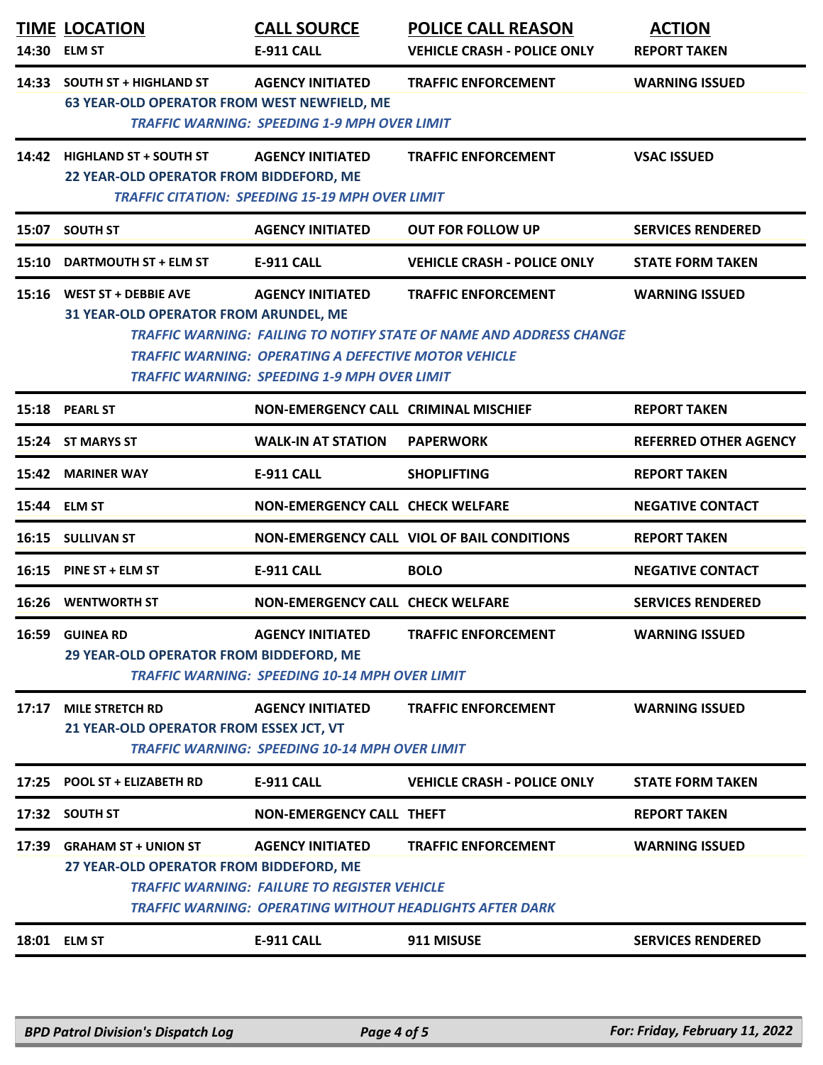| TIME | LOCATION | CALL SOURCE | POLICE CALL REASON | ACTION |
|---|---|---|---|---|
| 14:30 | ELM ST | E-911 CALL | VEHICLE CRASH - POLICE ONLY | REPORT TAKEN |
| 14:33 | SOUTH ST + HIGHLAND ST | AGENCY INITIATED | TRAFFIC ENFORCEMENT | WARNING ISSUED |
| | 63 YEAR-OLD OPERATOR FROM WEST NEWFIELD, ME | | | |
| | *TRAFFIC WARNING: SPEEDING 1-9 MPH OVER LIMIT* | | | |
| 14:42 | HIGHLAND ST + SOUTH ST | AGENCY INITIATED | TRAFFIC ENFORCEMENT | VSAC ISSUED |
| | 22 YEAR-OLD OPERATOR FROM BIDDEFORD, ME | | | |
| | *TRAFFIC CITATION: SPEEDING 15-19 MPH OVER LIMIT* | | | |
| 15:07 | SOUTH ST | AGENCY INITIATED | OUT FOR FOLLOW UP | SERVICES RENDERED |
| 15:10 | DARTMOUTH ST + ELM ST | E-911 CALL | VEHICLE CRASH - POLICE ONLY | STATE FORM TAKEN |
| 15:16 | WEST ST + DEBBIE AVE | AGENCY INITIATED | TRAFFIC ENFORCEMENT | WARNING ISSUED |
| | 31 YEAR-OLD OPERATOR FROM ARUNDEL, ME | | | |
| | *TRAFFIC WARNING: FAILING TO NOTIFY STATE OF NAME AND ADDRESS CHANGE* | | | |
| | *TRAFFIC WARNING: OPERATING A DEFECTIVE MOTOR VEHICLE* | | | |
| | *TRAFFIC WARNING: SPEEDING 1-9 MPH OVER LIMIT* | | | |
| 15:18 | PEARL ST | NON-EMERGENCY CALL | CRIMINAL MISCHIEF | REPORT TAKEN |
| 15:24 | ST MARYS ST | WALK-IN AT STATION | PAPERWORK | REFERRED OTHER AGENCY |
| 15:42 | MARINER WAY | E-911 CALL | SHOPLIFTING | REPORT TAKEN |
| 15:44 | ELM ST | NON-EMERGENCY CALL | CHECK WELFARE | NEGATIVE CONTACT |
| 16:15 | SULLIVAN ST | NON-EMERGENCY CALL | VIOL OF BAIL CONDITIONS | REPORT TAKEN |
| 16:15 | PINE ST + ELM ST | E-911 CALL | BOLO | NEGATIVE CONTACT |
| 16:26 | WENTWORTH ST | NON-EMERGENCY CALL | CHECK WELFARE | SERVICES RENDERED |
| 16:59 | GUINEA RD | AGENCY INITIATED | TRAFFIC ENFORCEMENT | WARNING ISSUED |
| | 29 YEAR-OLD OPERATOR FROM BIDDEFORD, ME | | | |
| | *TRAFFIC WARNING: SPEEDING 10-14 MPH OVER LIMIT* | | | |
| 17:17 | MILE STRETCH RD | AGENCY INITIATED | TRAFFIC ENFORCEMENT | WARNING ISSUED |
| | 21 YEAR-OLD OPERATOR FROM ESSEX JCT, VT | | | |
| | *TRAFFIC WARNING: SPEEDING 10-14 MPH OVER LIMIT* | | | |
| 17:25 | POOL ST + ELIZABETH RD | E-911 CALL | VEHICLE CRASH - POLICE ONLY | STATE FORM TAKEN |
| 17:32 | SOUTH ST | NON-EMERGENCY CALL | THEFT | REPORT TAKEN |
| 17:39 | GRAHAM ST + UNION ST | AGENCY INITIATED | TRAFFIC ENFORCEMENT | WARNING ISSUED |
| | 27 YEAR-OLD OPERATOR FROM BIDDEFORD, ME | | | |
| | *TRAFFIC WARNING: FAILURE TO REGISTER VEHICLE* | | | |
| | *TRAFFIC WARNING: OPERATING WITHOUT HEADLIGHTS AFTER DARK* | | | |
| 18:01 | ELM ST | E-911 CALL | 911 MISUSE | SERVICES RENDERED |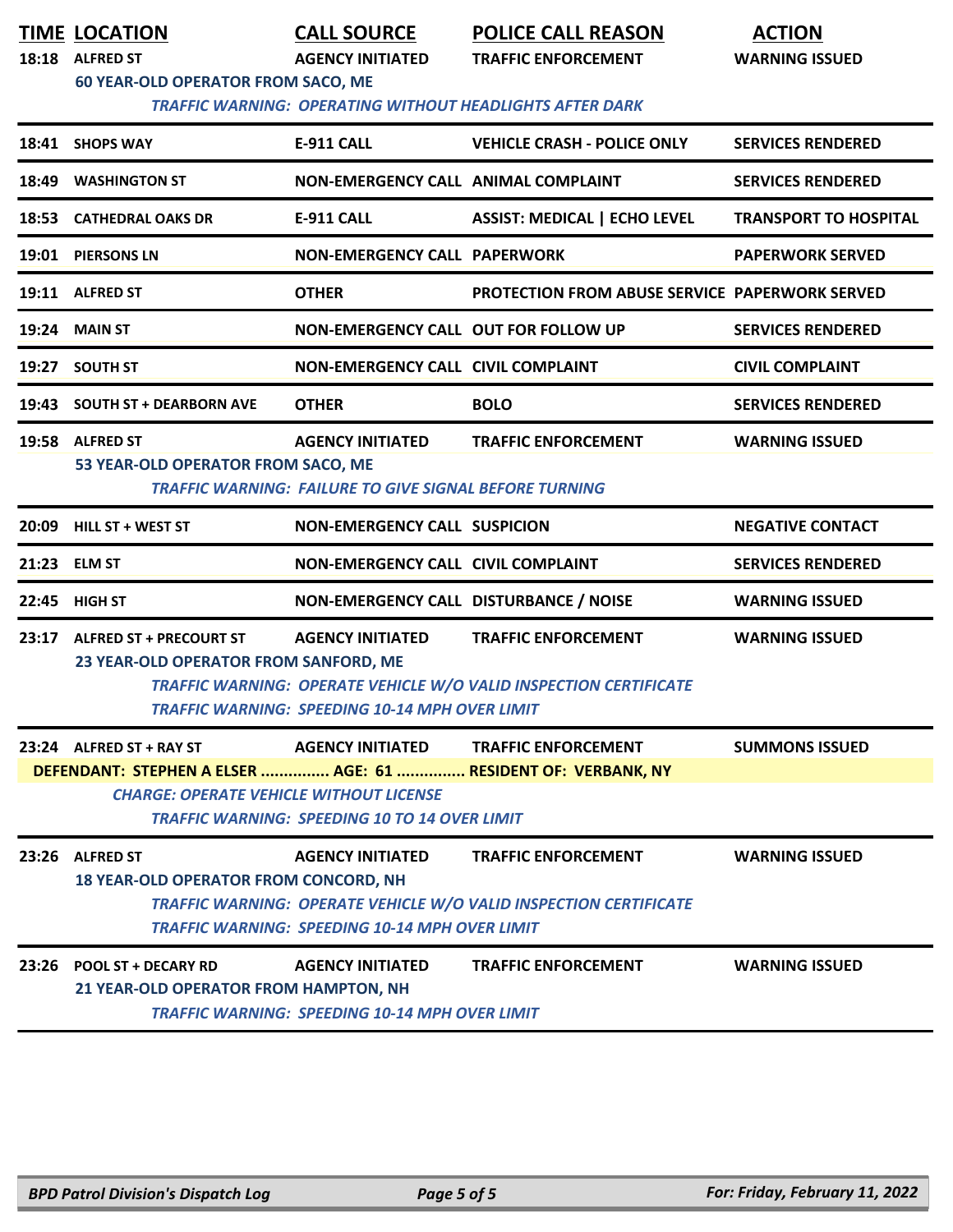| TIME | LOCATION | CALL SOURCE | POLICE CALL REASON | ACTION |
|---|---|---|---|---|
| 18:18 | ALFRED ST | AGENCY INITIATED | TRAFFIC ENFORCEMENT | WARNING ISSUED |
| | 60 YEAR-OLD OPERATOR FROM SACO, ME | | | |
| | | *TRAFFIC WARNING: OPERATING WITHOUT HEADLIGHTS AFTER DARK* | | |
| 18:41 | SHOPS WAY | E-911 CALL | VEHICLE CRASH - POLICE ONLY | SERVICES RENDERED |
| 18:49 | WASHINGTON ST | NON-EMERGENCY CALL | ANIMAL COMPLAINT | SERVICES RENDERED |
| 18:53 | CATHEDRAL OAKS DR | E-911 CALL | ASSIST: MEDICAL \| ECHO LEVEL | TRANSPORT TO HOSPITAL |
| 19:01 | PIERSONS LN | NON-EMERGENCY CALL | PAPERWORK | PAPERWORK SERVED |
| 19:11 | ALFRED ST | OTHER | PROTECTION FROM ABUSE SERVICE | PAPERWORK SERVED |
| 19:24 | MAIN ST | NON-EMERGENCY CALL | OUT FOR FOLLOW UP | SERVICES RENDERED |
| 19:27 | SOUTH ST | NON-EMERGENCY CALL | CIVIL COMPLAINT | CIVIL COMPLAINT |
| 19:43 | SOUTH ST + DEARBORN AVE | OTHER | BOLO | SERVICES RENDERED |
| 19:58 | ALFRED ST | AGENCY INITIATED | TRAFFIC ENFORCEMENT | WARNING ISSUED |
| | 53 YEAR-OLD OPERATOR FROM SACO, ME | | | |
| | | *TRAFFIC WARNING: FAILURE TO GIVE SIGNAL BEFORE TURNING* | | |
| 20:09 | HILL ST + WEST ST | NON-EMERGENCY CALL | SUSPICION | NEGATIVE CONTACT |
| 21:23 | ELM ST | NON-EMERGENCY CALL | CIVIL COMPLAINT | SERVICES RENDERED |
| 22:45 | HIGH ST | NON-EMERGENCY CALL | DISTURBANCE / NOISE | WARNING ISSUED |
| 23:17 | ALFRED ST + PRECOURT ST | AGENCY INITIATED | TRAFFIC ENFORCEMENT | WARNING ISSUED |
| | 23 YEAR-OLD OPERATOR FROM SANFORD, ME | | | |
| | | *TRAFFIC WARNING: OPERATE VEHICLE W/O VALID INSPECTION CERTIFICATE* | | |
| | | *TRAFFIC WARNING: SPEEDING 10-14 MPH OVER LIMIT* | | |
| 23:24 | ALFRED ST + RAY ST | AGENCY INITIATED | TRAFFIC ENFORCEMENT | SUMMONS ISSUED |
| | DEFENDANT: STEPHEN A ELSER ............... AGE: 61 ............... RESIDENT OF: VERBANK, NY | | | |
| | *CHARGE: OPERATE VEHICLE WITHOUT LICENSE* | | | |
| | | *TRAFFIC WARNING: SPEEDING 10 TO 14 OVER LIMIT* | | |
| 23:26 | ALFRED ST | AGENCY INITIATED | TRAFFIC ENFORCEMENT | WARNING ISSUED |
| | 18 YEAR-OLD OPERATOR FROM CONCORD, NH | | | |
| | | *TRAFFIC WARNING: OPERATE VEHICLE W/O VALID INSPECTION CERTIFICATE* | | |
| | | *TRAFFIC WARNING: SPEEDING 10-14 MPH OVER LIMIT* | | |
| 23:26 | POOL ST + DECARY RD | AGENCY INITIATED | TRAFFIC ENFORCEMENT | WARNING ISSUED |
| | 21 YEAR-OLD OPERATOR FROM HAMPTON, NH | | | |
| | | *TRAFFIC WARNING: SPEEDING 10-14 MPH OVER LIMIT* | | |